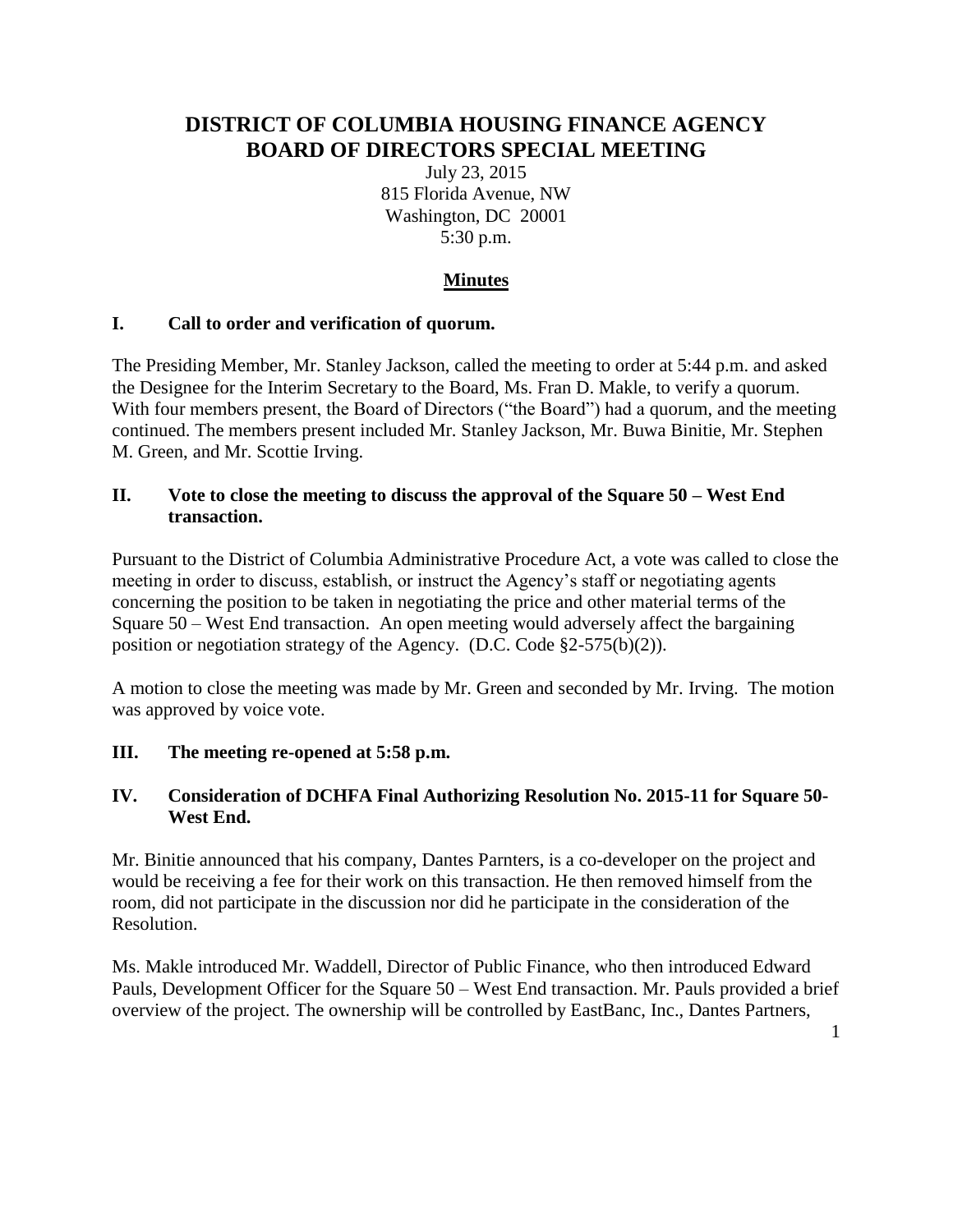# DISTRICT OF COLUMBIA HOUSING FINANCE AGENCY BOARD OF DIRECTORS SPECIAL MEETING

July 23, 2015
815 Florida Avenue, NW
Washington, DC 20001
5:30 p.m.

## Minutes

### I. Call to order and verification of quorum.

The Presiding Member, Mr. Stanley Jackson, called the meeting to order at 5:44 p.m. and asked the Designee for the Interim Secretary to the Board, Ms. Fran D. Makle, to verify a quorum. With four members present, the Board of Directors ("the Board") had a quorum, and the meeting continued. The members present included Mr. Stanley Jackson, Mr. Buwa Binitie, Mr. Stephen M. Green, and Mr. Scottie Irving.

### II. Vote to close the meeting to discuss the approval of the Square 50 – West End transaction.

Pursuant to the District of Columbia Administrative Procedure Act, a vote was called to close the meeting in order to discuss, establish, or instruct the Agency's staff or negotiating agents concerning the position to be taken in negotiating the price and other material terms of the Square 50 – West End transaction. An open meeting would adversely affect the bargaining position or negotiation strategy of the Agency. (D.C. Code §2-575(b)(2)).

A motion to close the meeting was made by Mr. Green and seconded by Mr. Irving. The motion was approved by voice vote.

### III. The meeting re-opened at 5:58 p.m.

### IV. Consideration of DCHFA Final Authorizing Resolution No. 2015-11 for Square 50-West End.

Mr. Binitie announced that his company, Dantes Parnters, is a co-developer on the project and would be receiving a fee for their work on this transaction. He then removed himself from the room, did not participate in the discussion nor did he participate in the consideration of the Resolution.

Ms. Makle introduced Mr. Waddell, Director of Public Finance, who then introduced Edward Pauls, Development Officer for the Square 50 – West End transaction. Mr. Pauls provided a brief overview of the project. The ownership will be controlled by EastBanc, Inc., Dantes Partners,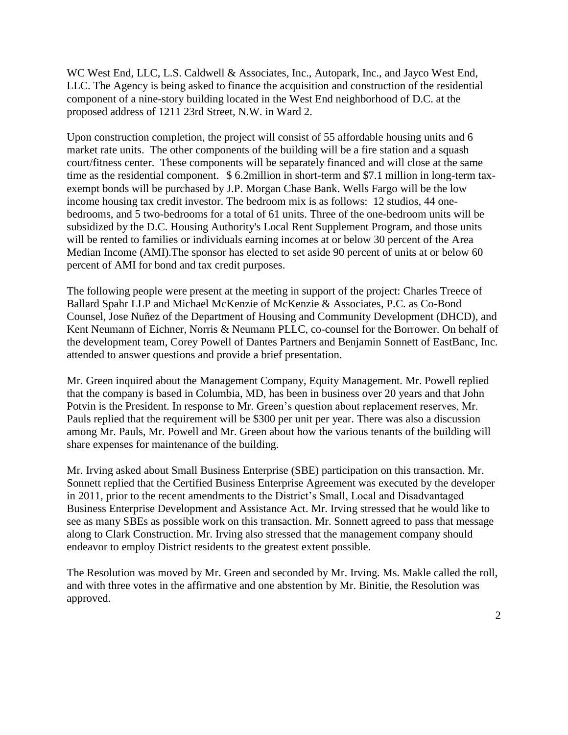WC West End, LLC, L.S. Caldwell & Associates, Inc., Autopark, Inc., and Jayco West End, LLC. The Agency is being asked to finance the acquisition and construction of the residential component of a nine-story building located in the West End neighborhood of D.C. at the proposed address of 1211 23rd Street, N.W. in Ward 2.

Upon construction completion, the project will consist of 55 affordable housing units and 6 market rate units. The other components of the building will be a fire station and a squash court/fitness center. These components will be separately financed and will close at the same time as the residential component. $ 6.2million in short-term and $7.1 million in long-term tax-exempt bonds will be purchased by J.P. Morgan Chase Bank. Wells Fargo will be the low income housing tax credit investor. The bedroom mix is as follows: 12 studios, 44 one-bedrooms, and 5 two-bedrooms for a total of 61 units. Three of the one-bedroom units will be subsidized by the D.C. Housing Authority's Local Rent Supplement Program, and those units will be rented to families or individuals earning incomes at or below 30 percent of the Area Median Income (AMI).The sponsor has elected to set aside 90 percent of units at or below 60 percent of AMI for bond and tax credit purposes.

The following people were present at the meeting in support of the project: Charles Treece of Ballard Spahr LLP and Michael McKenzie of McKenzie & Associates, P.C. as Co-Bond Counsel, Jose Nuñez of the Department of Housing and Community Development (DHCD), and Kent Neumann of Eichner, Norris & Neumann PLLC, co-counsel for the Borrower. On behalf of the development team, Corey Powell of Dantes Partners and Benjamin Sonnett of EastBanc, Inc. attended to answer questions and provide a brief presentation.

Mr. Green inquired about the Management Company, Equity Management. Mr. Powell replied that the company is based in Columbia, MD, has been in business over 20 years and that John Potvin is the President. In response to Mr. Green's question about replacement reserves, Mr. Pauls replied that the requirement will be $300 per unit per year. There was also a discussion among Mr. Pauls, Mr. Powell and Mr. Green about how the various tenants of the building will share expenses for maintenance of the building.

Mr. Irving asked about Small Business Enterprise (SBE) participation on this transaction. Mr. Sonnett replied that the Certified Business Enterprise Agreement was executed by the developer in 2011, prior to the recent amendments to the District's Small, Local and Disadvantaged Business Enterprise Development and Assistance Act. Mr. Irving stressed that he would like to see as many SBEs as possible work on this transaction. Mr. Sonnett agreed to pass that message along to Clark Construction. Mr. Irving also stressed that the management company should endeavor to employ District residents to the greatest extent possible.

The Resolution was moved by Mr. Green and seconded by Mr. Irving. Ms. Makle called the roll, and with three votes in the affirmative and one abstention by Mr. Binitie, the Resolution was approved.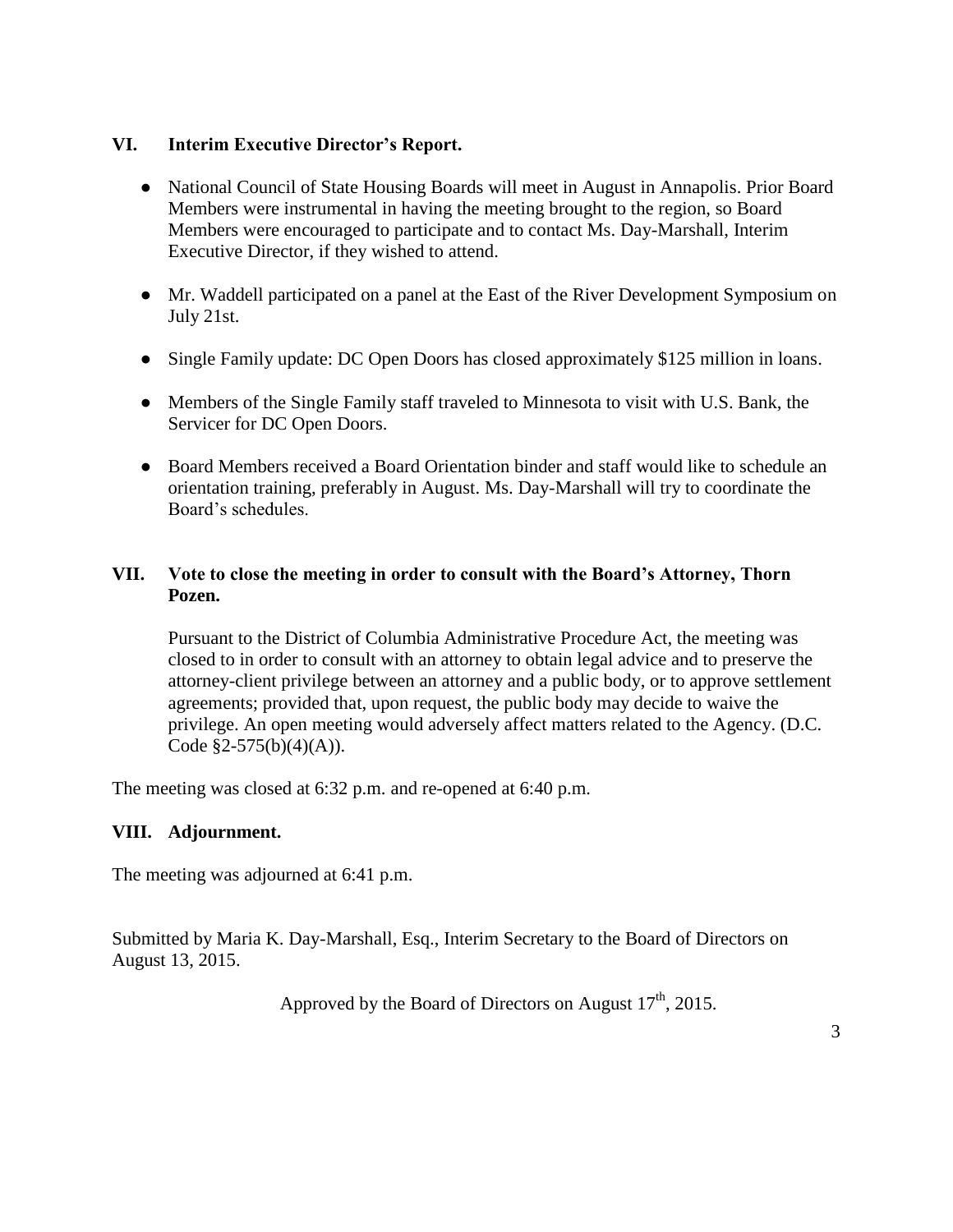## VI. Interim Executive Director's Report.

- National Council of State Housing Boards will meet in August in Annapolis. Prior Board Members were instrumental in having the meeting brought to the region, so Board Members were encouraged to participate and to contact Ms. Day-Marshall, Interim Executive Director, if they wished to attend.
- Mr. Waddell participated on a panel at the East of the River Development Symposium on July 21st.
- Single Family update: DC Open Doors has closed approximately $125 million in loans.
- Members of the Single Family staff traveled to Minnesota to visit with U.S. Bank, the Servicer for DC Open Doors.
- Board Members received a Board Orientation binder and staff would like to schedule an orientation training, preferably in August. Ms. Day-Marshall will try to coordinate the Board's schedules.

## VII. Vote to close the meeting in order to consult with the Board's Attorney, Thorn Pozen.

Pursuant to the District of Columbia Administrative Procedure Act, the meeting was closed to in order to consult with an attorney to obtain legal advice and to preserve the attorney-client privilege between an attorney and a public body, or to approve settlement agreements; provided that, upon request, the public body may decide to waive the privilege. An open meeting would adversely affect matters related to the Agency. (D.C. Code §2-575(b)(4)(A)).

The meeting was closed at 6:32 p.m. and re-opened at 6:40 p.m.

## VIII. Adjournment.

The meeting was adjourned at 6:41 p.m.

Submitted by Maria K. Day-Marshall, Esq., Interim Secretary to the Board of Directors on August 13, 2015.

Approved by the Board of Directors on August 17th, 2015.